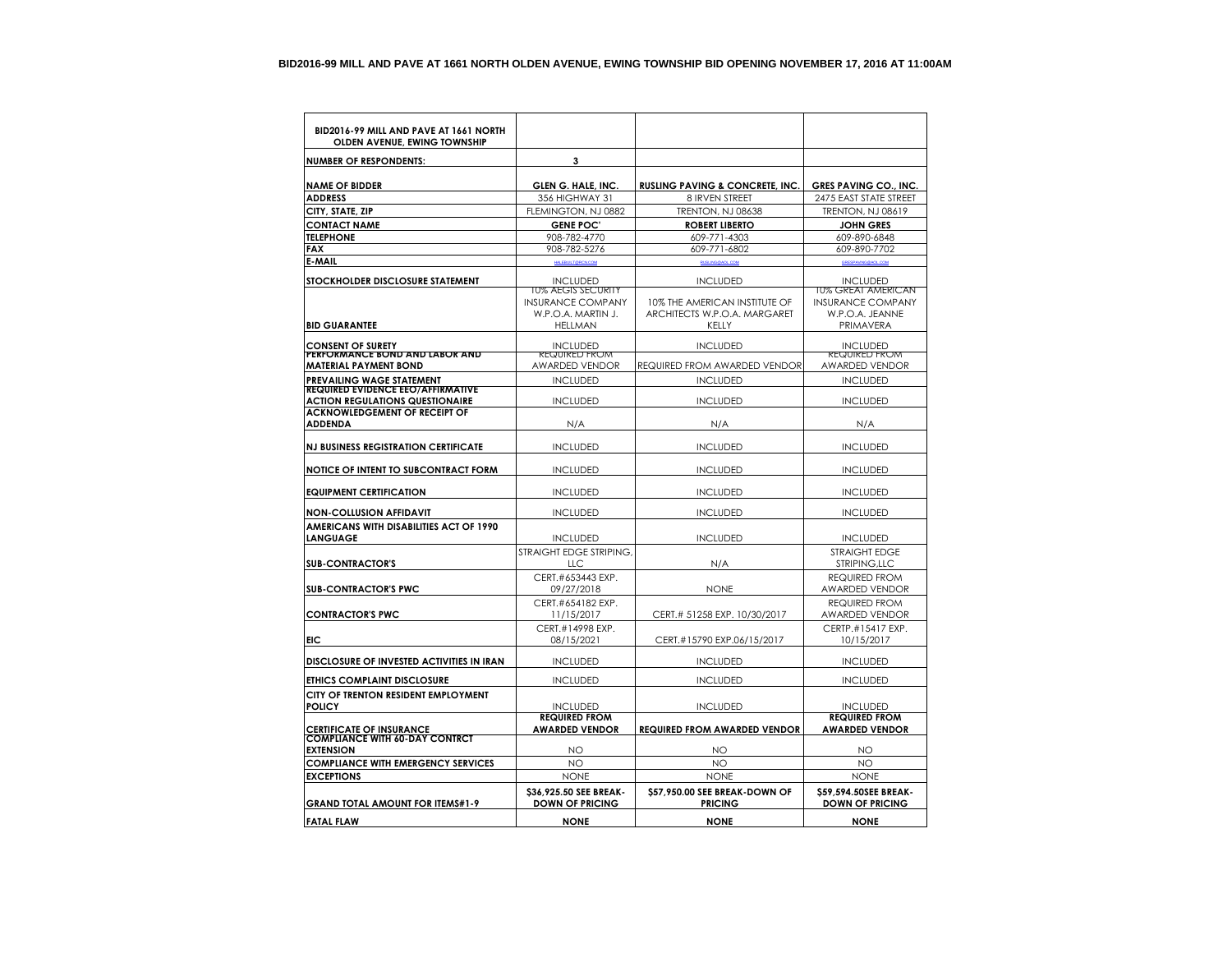**BID2016-99 MILL AND PAVE AT 1661 NORTH OLDEN AVENUE, EWING TOWNSHIP BID OPENING NOVEMBER 17, 2016 AT 11:00AM**

| BID2016-99 MILL AND PAVE AT 1661 NORTH OLDEN AVENUE, EWING TOWNSHIP | | | |
|---|---|---|---|
| **NUMBER OF RESPONDENTS:** | **3** | | |
| **NAME OF BIDDER** | **GLEN G. HALE, INC.** | **RUSLING PAVING & CONCRETE, INC.** | **GRES PAVING CO., INC.** |
| **ADDRESS** | 356 HIGHWAY 31 | 8 IRVEN STREET | 2475 EAST STATE STREET |
| **CITY, STATE, ZIP** | FLEMINGTON, NJ 0882 | TRENTON, NJ 08638 | TRENTON, NJ 08619 |
| **CONTACT NAME** | **GENE POC'** | **ROBERT LIBERTO** | **JOHN GRES** |
| **TELEPHONE** | 908-782-4770 | 609-771-4303 | 609-890-6848 |
| **FAX** | 908-782-5276 | 609-771-6802 | 609-890-7702 |
| **E-MAIL** | HALEBUILT@RCN.COM | RUSLING@AOL.COM | GRESPAVING@AOL.COM |
| **STOCKHOLDER DISCLOSURE STATEMENT** | INCLUDED | INCLUDED | INCLUDED |
| **BID GUARANTEE** | 10% AEGIS SECURITY INSURANCE COMPANY W.P.O.A. MARTIN J. HELLMAN | 10% THE AMERICAN INSTITUTE OF ARCHITECTS W.P.O.A. MARGARET KELLY | 10% GREAT AMERICAN INSURANCE COMPANY W.P.O.A. JEANNE PRIMAVERA |
| **CONSENT OF SURETY** | INCLUDED | INCLUDED | INCLUDED |
| **PERFORMANCE BOND AND LABOR AND MATERIAL PAYMENT BOND** | REQUIRED FROM AWARDED VENDOR | REQUIRED FROM AWARDED VENDOR | REQUIRED FROM AWARDED VENDOR |
| **PREVAILING WAGE STATEMENT** | INCLUDED | INCLUDED | INCLUDED |
| **REQUIRED EVIDENCE EEO/AFFIRMATIVE ACTION REGULATIONS QUESTIONAIRE** | INCLUDED | INCLUDED | INCLUDED |
| **ACKNOWLEDGEMENT OF RECEIPT OF ADDENDA** | N/A | N/A | N/A |
| **NJ BUSINESS REGISTRATION CERTIFICATE** | INCLUDED | INCLUDED | INCLUDED |
| **NOTICE OF INTENT TO SUBCONTRACT FORM** | INCLUDED | INCLUDED | INCLUDED |
| **EQUIPMENT CERTIFICATION** | INCLUDED | INCLUDED | INCLUDED |
| **NON-COLLUSION AFFIDAVIT** | INCLUDED | INCLUDED | INCLUDED |
| **AMERICANS WITH DISABILITIES ACT OF 1990 LANGUAGE** | INCLUDED | INCLUDED | INCLUDED |
| **SUB-CONTRACTOR'S** | STRAIGHT EDGE STRIPING, LLC | N/A | STRAIGHT EDGE STRIPING,LLC |
| **SUB-CONTRACTOR'S PWC** | CERT.#653443 EXP. 09/27/2018 | NONE | REQUIRED FROM AWARDED VENDOR |
| **CONTRACTOR'S PWC** | CERT.#654182 EXP. 11/15/2017 | CERT.# 51258 EXP. 10/30/2017 | REQUIRED FROM AWARDED VENDOR |
| **EIC** | CERT.#14998 EXP. 08/15/2021 | CERT.#15790 EXP.06/15/2017 | CERTP.#15417 EXP. 10/15/2017 |
| **DISCLOSURE OF INVESTED ACTIVITIES IN IRAN** | INCLUDED | INCLUDED | INCLUDED |
| **ETHICS COMPLAINT DISCLOSURE** | INCLUDED | INCLUDED | INCLUDED |
| **CITY OF TRENTON RESIDENT EMPLOYMENT POLICY** | INCLUDED | INCLUDED | INCLUDED |
| **CERTIFICATE OF INSURANCE** | **REQUIRED FROM AWARDED VENDOR** | **REQUIRED FROM AWARDED VENDOR** | **REQUIRED FROM AWARDED VENDOR** |
| **COMPLIANCE WITH 60-DAY CONTRCT EXTENSION** | NO | NO | NO |
| **COMPLIANCE WITH EMERGENCY SERVICES** | NO | NO | NO |
| **EXCEPTIONS** | NONE | NONE | NONE |
| **GRAND TOTAL AMOUNT FOR ITEMS#1-9** | **$36,925.50 SEE BREAK-DOWN OF PRICING** | **$57,950.00 SEE BREAK-DOWN OF PRICING** | **$59,594.50SEE BREAK-DOWN OF PRICING** |
| **FATAL FLAW** | **NONE** | **NONE** | **NONE** |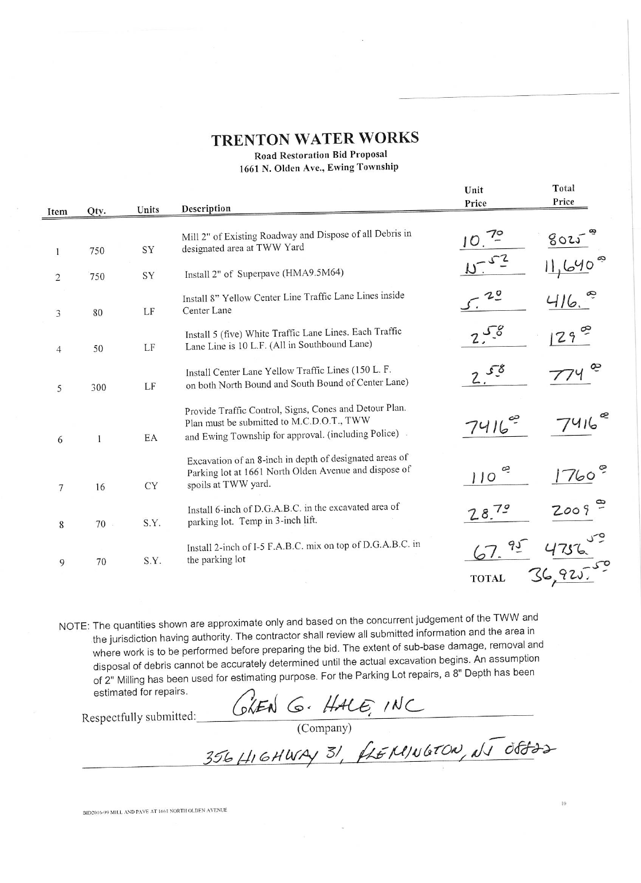# TRENTON WATER WORKS

**Road Restoration Bid Proposal**
**1661 N. Olden Ave., Ewing Township**

| Item | Qty. | Units | Description | Unit Price | Total Price |
|---|---|---|---|---|---|
| 1 | 750 | SY | Mill 2" of Existing Roadway and Dispose of all Debris in designated area at TWW Yard | 10.70 | 8025.00 |
| 2 | 750 | SY | Install 2" of Superpave (HMA9.5M64) | 15.52 | 11,640.00 |
| 3 | 80 | LF | Install 8" Yellow Center Line Traffic Lane Lines inside Center Lane | 5.20 | 416.00 |
| 4 | 50 | LF | Install 5 (five) White Traffic Lane Lines. Each Traffic Lane Line is 10 L.F. (All in Southbound Lane) | 2.58 | 129.00 |
| 5 | 300 | LF | Install Center Lane Yellow Traffic Lines (150 L. F. on both North Bound and South Bound of Center Lane) | 2.58 | 774.00 |
| 6 | 1 | EA | Provide Traffic Control, Signs, Cones and Detour Plan. Plan must be submitted to M.C.D.O.T., TWW and Ewing Township for approval. (including Police) | 7416.00 | 7416.00 |
| 7 | 16 | CY | Excavation of an 8-inch in depth of designated areas of Parking lot at 1661 North Olden Avenue and dispose of spoils at TWW yard. | 110.00 | 1760.00 |
| 8 | 70 | S.Y. | Install 6-inch of D.G.A.B.C. in the excavated area of parking lot. Temp in 3-inch lift. | 28.70 | 2009.00 |
| 9 | 70 | S.Y. | Install 2-inch of I-5 F.A.B.C. mix on top of D.G.A.B.C. in the parking lot | 67.95 | 4756.50 |
| | | | | **TOTAL** | 36,925.50 |

NOTE: The quantities shown are approximate only and based on the concurrent judgement of the TWW and the jurisdiction having authority. The contractor shall review all submitted information and the area in where work is to be performed before preparing the bid. The extent of sub-base damage, removal and disposal of debris cannot be accurately determined until the actual excavation begins. An assumption of 2" Milling has been used for estimating purpose. For the Parking Lot repairs, a 8" Depth has been estimated for repairs.

Respectfully submitted: GLEN G. HALE, INC

(Company)

356 HIGHWAY 31, FLEMINGTON, NJ 08822

BID2016-99 MILL AND PAVE AT 1661 NORTH OLDEN AVENUE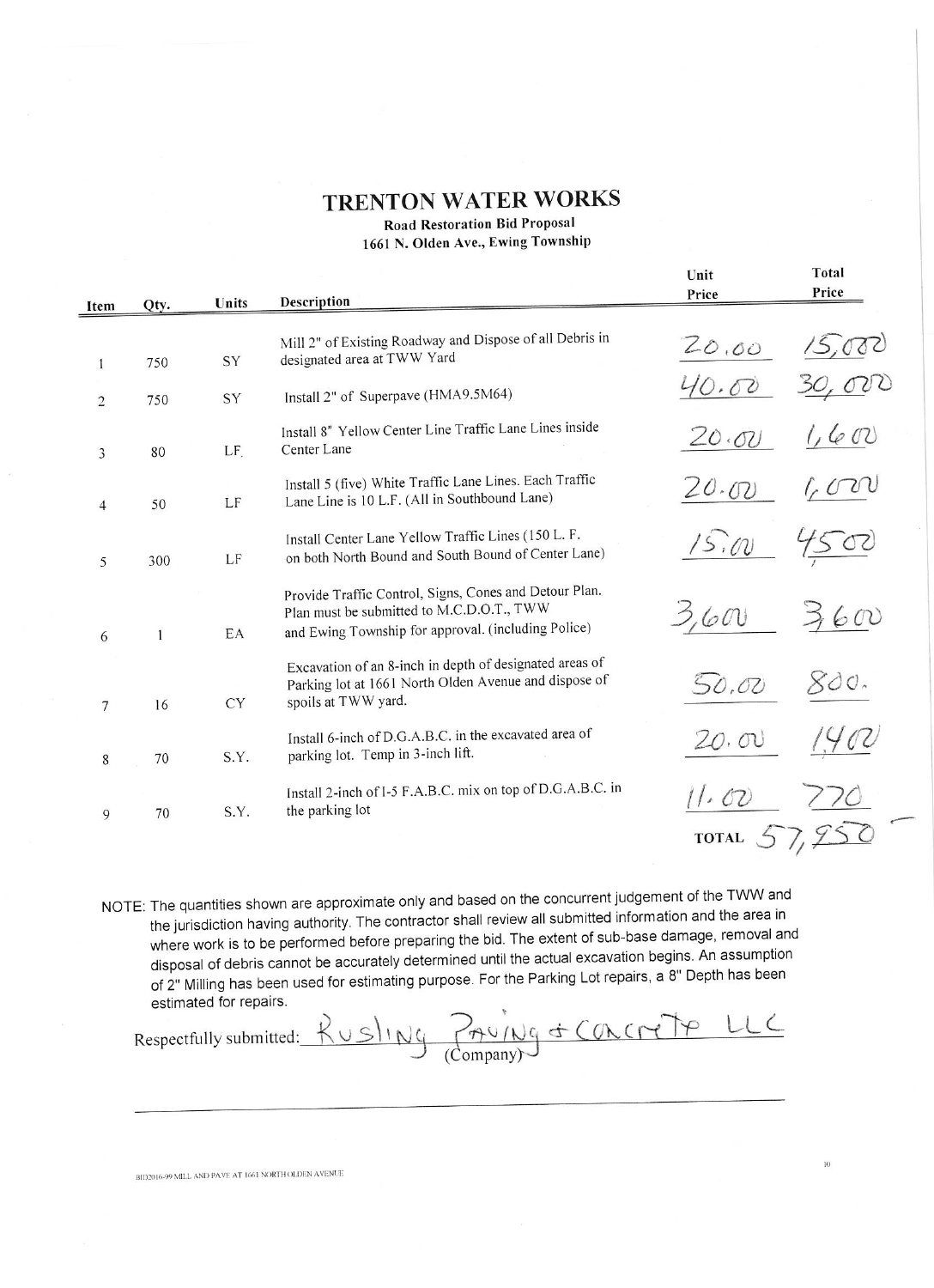# TRENTON WATER WORKS

**Road Restoration Bid Proposal**
**1661 N. Olden Ave., Ewing Township**

| Item | Qty. | Units | Description | Unit Price | Total Price |
|---|---|---|---|---|---|
| 1 | 750 | SY | Mill 2" of Existing Roadway and Dispose of all Debris in designated area at TWW Yard | 20.00 | 15,000 |
| 2 | 750 | SY | Install 2" of Superpave (HMA9.5M64) | 40.00 | 30,000 |
| 3 | 80 | LF. | Install 8" Yellow Center Line Traffic Lane Lines inside Center Lane | 20.00 | 1,600 |
| 4 | 50 | LF | Install 5 (five) White Traffic Lane Lines. Each Traffic Lane Line is 10 L.F. (All in Southbound Lane) | 20.00 | 1,000 |
| 5 | 300 | LF | Install Center Lane Yellow Traffic Lines (150 L. F. on both North Bound and South Bound of Center Lane) | 15.00 | 4500 |
| 6 | 1 | EA | Provide Traffic Control, Signs, Cones and Detour Plan. Plan must be submitted to M.C.D.O.T., TWW and Ewing Township for approval. (including Police) | 3,600 | 3,600 |
| 7 | 16 | CY | Excavation of an 8-inch in depth of designated areas of Parking lot at 1661 North Olden Avenue and dispose of spoils at TWW yard. | 50.00 | 800. |
| 8 | 70 | S.Y. | Install 6-inch of D.G.A.B.C. in the excavated area of parking lot. Temp in 3-inch lift. | 20.00 | 1400 |
| 9 | 70 | S.Y. | Install 2-inch of I-5 F.A.B.C. mix on top of D.G.A.B.C. in the parking lot | 11.00 | 770 |
| | | | | **TOTAL** | 57,950 |

NOTE: The quantities shown are approximate only and based on the concurrent judgement of the TWW and the jurisdiction having authority. The contractor shall review all submitted information and the area in where work is to be performed before preparing the bid. The extent of sub-base damage, removal and disposal of debris cannot be accurately determined until the actual excavation begins. An assumption of 2" Milling has been used for estimating purpose. For the Parking Lot repairs, a 8" Depth has been estimated for repairs.

Respectfully submitted: Rusling Paving & Concrete LLC
(Company)

BID2016-99 MILL AND PAVE AT 1661 NORTH OLDEN AVENUE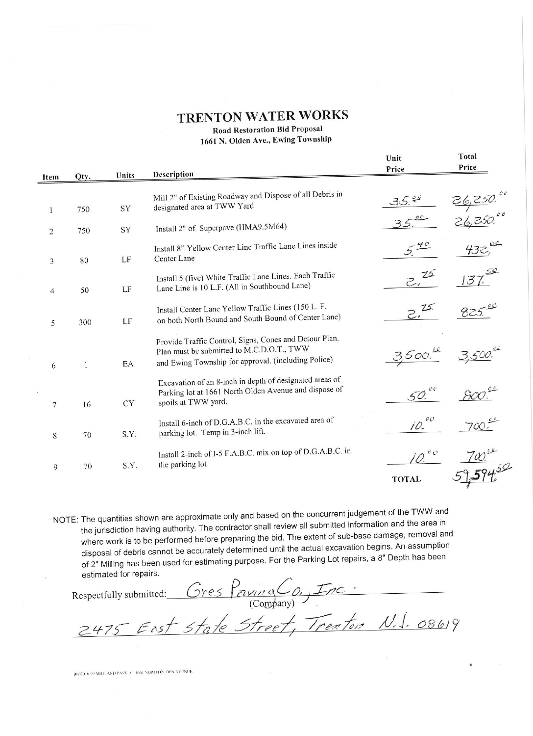# TRENTON WATER WORKS

**Road Restoration Bid Proposal**
**1661 N. Olden Ave., Ewing Township**

| Item | Qty. | Units | Description | Unit Price | Total Price |
|---|---|---|---|---|---|
| 1 | 750 | SY | Mill 2" of Existing Roadway and Dispose of all Debris in designated area at TWW Yard | 35.00 | 26,250.00 |
| 2 | 750 | SY | Install 2" of Superpave (HMA9.5M64) | 35.00 | 26,250.00 |
| 3 | 80 | LF | Install 8" Yellow Center Line Traffic Lane Lines inside Center Lane | 5.40 | 432.00 |
| 4 | 50 | LF | Install 5 (five) White Traffic Lane Lines. Each Traffic Lane Line is 10 L.F. (All in Southbound Lane) | 2.75 | 137.50 |
| 5 | 300 | LF | Install Center Lane Yellow Traffic Lines (150 L. F. on both North Bound and South Bound of Center Lane) | 2.75 | 825.00 |
| 6 | 1 | EA | Provide Traffic Control, Signs, Cones and Detour Plan. Plan must be submitted to M.C.D.O.T., TWW and Ewing Township for approval. (including Police) | 3,500.00 | 3,500.00 |
| 7 | 16 | CY | Excavation of an 8-inch in depth of designated areas of Parking lot at 1661 North Olden Avenue and dispose of spoils at TWW yard. | 50.00 | 800.00 |
| 8 | 70 | S.Y. | Install 6-inch of D.G.A.B.C. in the excavated area of parking lot. Temp in 3-inch lift. | 10.00 | 700.00 |
| 9 | 70 | S.Y. | Install 2-inch of I-5 F.A.B.C. mix on top of D.G.A.B.C. in the parking lot | 10.00 | 700.00 |
| | | | | **TOTAL** | 59,594.50 |

NOTE: The quantities shown are approximate only and based on the concurrent judgement of the TWW and the jurisdiction having authority. The contractor shall review all submitted information and the area in where work is to be performed before preparing the bid. The extent of sub-base damage, removal and disposal of debris cannot be accurately determined until the actual excavation begins. An assumption of 2" Milling has been used for estimating purpose. For the Parking Lot repairs, a 8" Depth has been estimated for repairs.

Respectfully submitted: Gres Paving Co., Inc.
(Company)

2475 East State Street, Trenton N.J. 08619